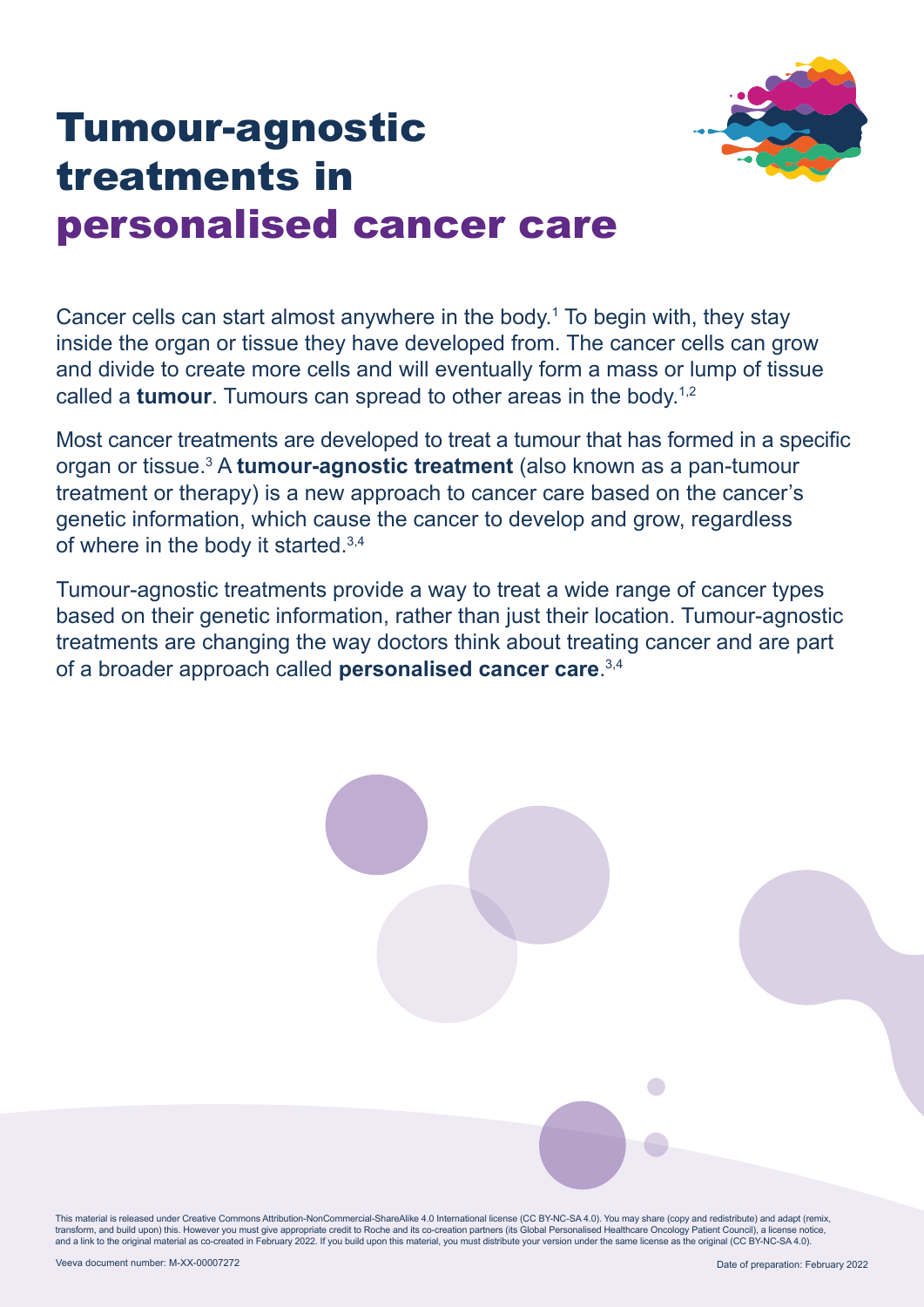# Tumour-agnostic treatments in personalised cancer care

Cancer cells can start almost anywhere in the body.[1] To begin with, they stay inside the organ or tissue they have developed from. The cancer cells can grow and divide to create more cells and will eventually form a mass or lump of tissue called a **tumour**. Tumours can spread to other areas in the body.[1,2]

Most cancer treatments are developed to treat a tumour that has formed in a specific organ or tissue.[3] A **tumour-agnostic treatment** (also known as a pan-tumour treatment or therapy) is a new approach to cancer care based on the cancer's genetic information, which cause the cancer to develop and grow, regardless of where in the body it started.[3,4]

Tumour-agnostic treatments provide a way to treat a wide range of cancer types based on their genetic information, rather than just their location. Tumour-agnostic treatments are changing the way doctors think about treating cancer and are part of a broader approach called **personalised cancer care**.[3,4]

This material is released under Creative Commons Attribution-NonCommercial-ShareAlike 4.0 International license (CC BY-NC-SA 4.0). You may share (copy and redistribute) and adapt (remix, transform, and build upon) this. However you must give appropriate credit to Roche and its co-creation partners (its Global Personalised Healthcare Oncology Patient Council), a license notice, and a link to the original material as co-created in February 2022. If you build upon this material, you must distribute your version under the same license as the original (CC BY-NC-SA 4.0).

Veeva document number: M-XX-00007272

Date of preparation: February 2022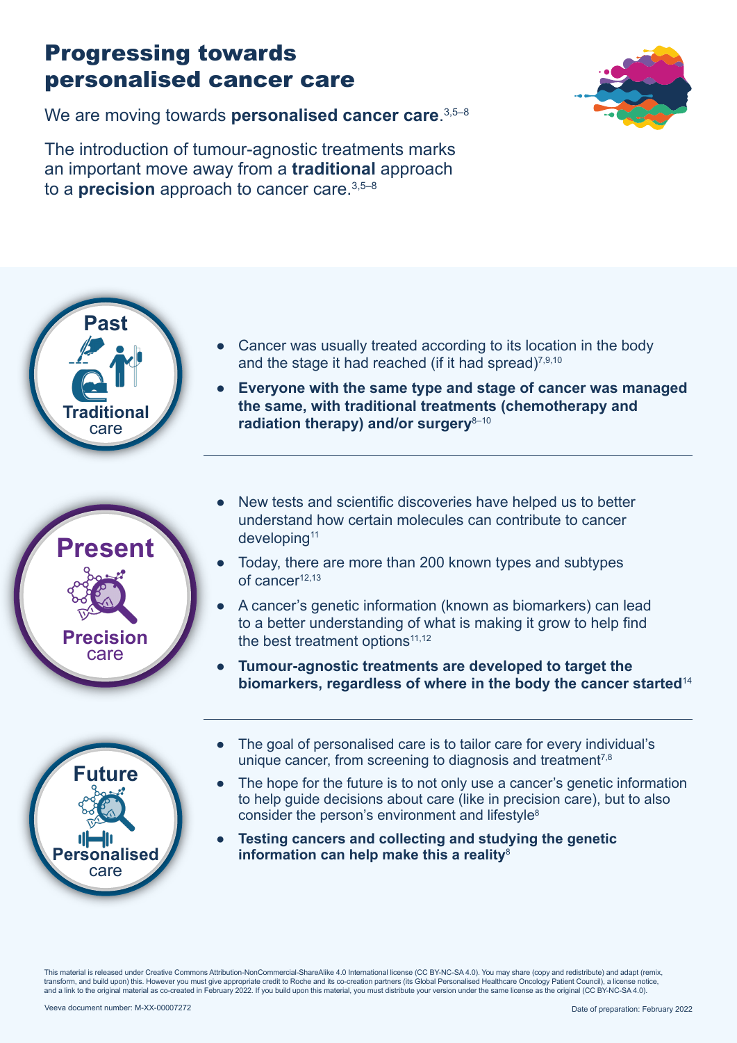# Progressing towards personalised cancer care

We are moving towards **personalised cancer care**.[3,5–8]

The introduction of tumour-agnostic treatments marks an important move away from a **traditional** approach to a **precision** approach to cancer care.[3,5–8]

## Past

**Traditional** care

- Cancer was usually treated according to its location in the body and the stage it had reached (if it had spread)[7,9,10]
- **Everyone with the same type and stage of cancer was managed the same, with traditional treatments (chemotherapy and radiation therapy) and/or surgery**[8–10]

## Present

**Precision** care

- New tests and scientific discoveries have helped us to better understand how certain molecules can contribute to cancer developing[11]
- Today, there are more than 200 known types and subtypes of cancer[12,13]
- A cancer's genetic information (known as biomarkers) can lead to a better understanding of what is making it grow to help find the best treatment options[11,12]
- **Tumour-agnostic treatments are developed to target the biomarkers, regardless of where in the body the cancer started**[14]

## Future

**Personalised** care

- The goal of personalised care is to tailor care for every individual's unique cancer, from screening to diagnosis and treatment[7,8]
- The hope for the future is to not only use a cancer's genetic information to help guide decisions about care (like in precision care), but to also consider the person's environment and lifestyle[8]
- **Testing cancers and collecting and studying the genetic information can help make this a reality**[8]

This material is released under Creative Commons Attribution-NonCommercial-ShareAlike 4.0 International license (CC BY-NC-SA 4.0). You may share (copy and redistribute) and adapt (remix, transform, and build upon) this. However you must give appropriate credit to Roche and its co-creation partners (its Global Personalised Healthcare Oncology Patient Council), a license notice, and a link to the original material as co-created in February 2022. If you build upon this material, you must distribute your version under the same license as the original (CC BY-NC-SA 4.0).

Veeva document number: M-XX-00007272

Date of preparation: February 2022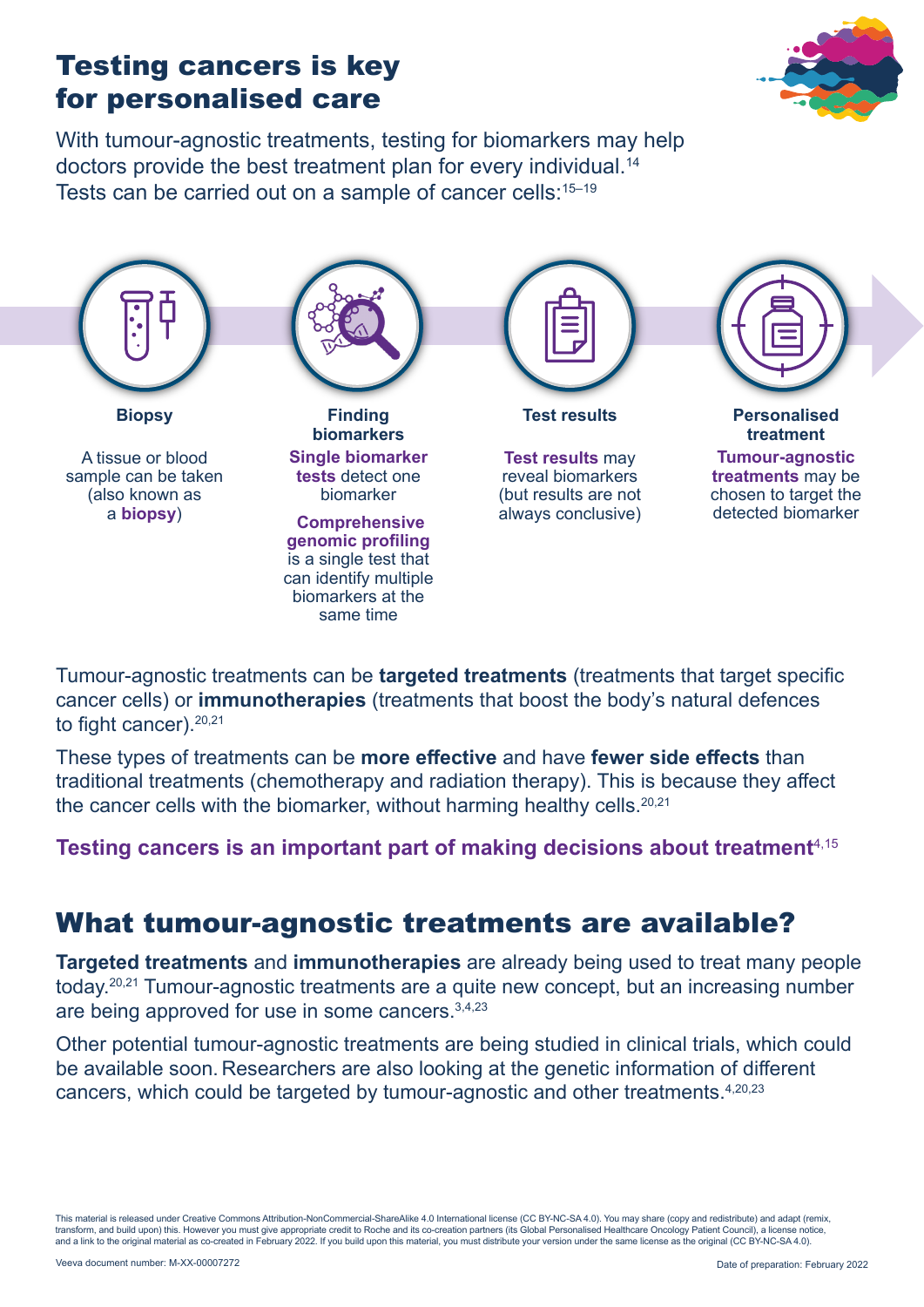# Testing cancers is key for personalised care

With tumour-agnostic treatments, testing for biomarkers may help doctors provide the best treatment plan for every individual.[14] Tests can be carried out on a sample of cancer cells:[15–19]

**Biopsy**

A tissue or blood sample can be taken (also known as a **biopsy**)

**Finding biomarkers**

**Single biomarker tests** detect one biomarker

**Comprehensive genomic profiling** is a single test that can identify multiple biomarkers at the same time

**Test results**

**Test results** may reveal biomarkers (but results are not always conclusive)

**Personalised treatment**

**Tumour-agnostic treatments** may be chosen to target the detected biomarker

Tumour-agnostic treatments can be **targeted treatments** (treatments that target specific cancer cells) or **immunotherapies** (treatments that boost the body's natural defences to fight cancer).[20,21]

These types of treatments can be **more effective** and have **fewer side effects** than traditional treatments (chemotherapy and radiation therapy). This is because they affect the cancer cells with the biomarker, without harming healthy cells.[20,21]

**Testing cancers is an important part of making decisions about treatment**[4,15]

# What tumour-agnostic treatments are available?

**Targeted treatments** and **immunotherapies** are already being used to treat many people today.[20,21] Tumour-agnostic treatments are a quite new concept, but an increasing number are being approved for use in some cancers.[3,4,23]

Other potential tumour-agnostic treatments are being studied in clinical trials, which could be available soon. Researchers are also looking at the genetic information of different cancers, which could be targeted by tumour-agnostic and other treatments.[4,20,23]

This material is released under Creative Commons Attribution-NonCommercial-ShareAlike 4.0 International license (CC BY-NC-SA 4.0). You may share (copy and redistribute) and adapt (remix, transform, and build upon) this. However you must give appropriate credit to Roche and its co-creation partners (its Global Personalised Healthcare Oncology Patient Council), a license notice, and a link to the original material as co-created in February 2022. If you build upon this material, you must distribute your version under the same license as the original (CC BY-NC-SA 4.0).

Veeva document number: M-XX-00007272

Date of preparation: February 2022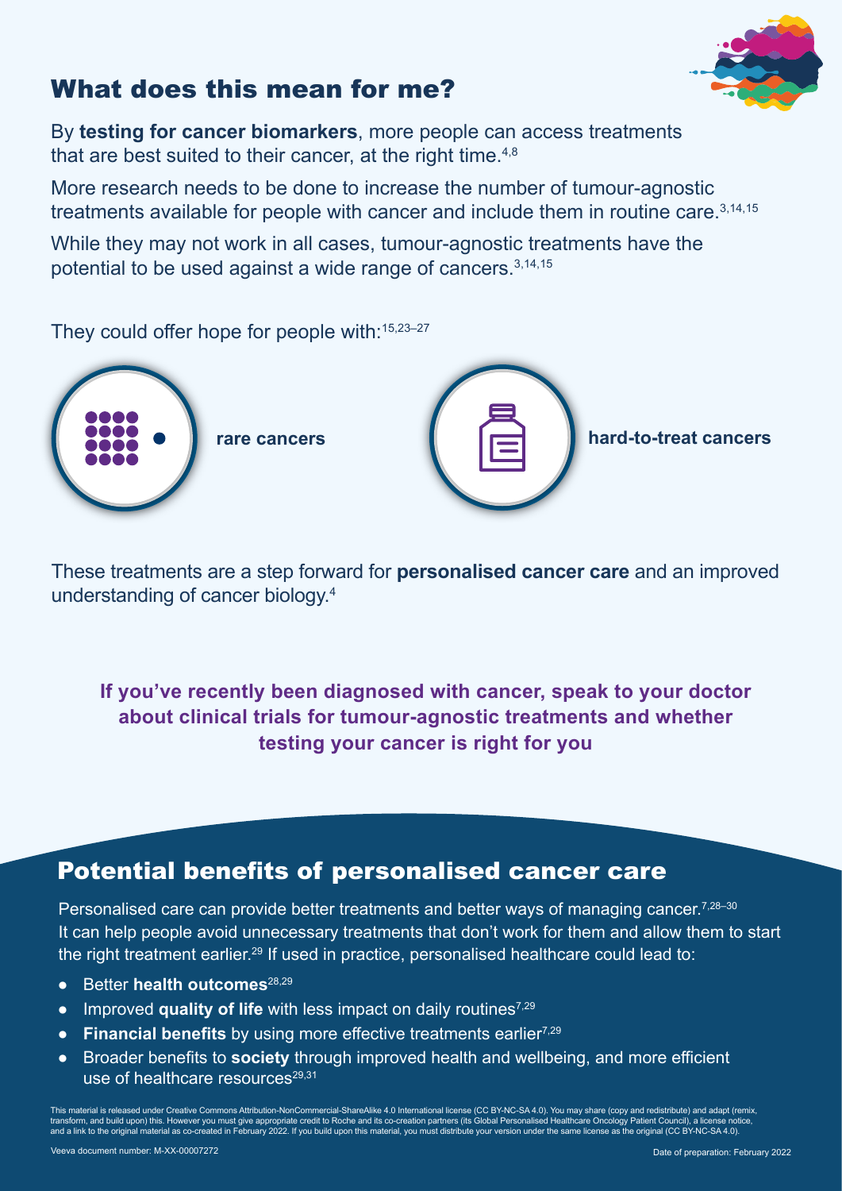## What does this mean for me?

By **testing for cancer biomarkers**, more people can access treatments that are best suited to their cancer, at the right time.[4,8]

More research needs to be done to increase the number of tumour-agnostic treatments available for people with cancer and include them in routine care.[3,14,15]

While they may not work in all cases, tumour-agnostic treatments have the potential to be used against a wide range of cancers.[3,14,15]

They could offer hope for people with:[15,23–27]

- **rare cancers**
- **hard-to-treat cancers**

These treatments are a step forward for **personalised cancer care** and an improved understanding of cancer biology.[4]

**If you've recently been diagnosed with cancer, speak to your doctor about clinical trials for tumour-agnostic treatments and whether testing your cancer is right for you**

## Potential benefits of personalised cancer care

Personalised care can provide better treatments and better ways of managing cancer.[7,28–30] It can help people avoid unnecessary treatments that don't work for them and allow them to start the right treatment earlier.[29] If used in practice, personalised healthcare could lead to:

- Better **health outcomes**[28,29]
- Improved **quality of life** with less impact on daily routines[7,29]
- **Financial benefits** by using more effective treatments earlier[7,29]
- Broader benefits to **society** through improved health and wellbeing, and more efficient use of healthcare resources[29,31]

This material is released under Creative Commons Attribution-NonCommercial-ShareAlike 4.0 International license (CC BY-NC-SA 4.0). You may share (copy and redistribute) and adapt (remix, transform, and build upon) this. However you must give appropriate credit to Roche and its co-creation partners (its Global Personalised Healthcare Oncology Patient Council), a license notice, and a link to the original material as co-created in February 2022. If you build upon this material, you must distribute your version under the same license as the original (CC BY-NC-SA 4.0).

Veeva document number: M-XX-00007272

Date of preparation: February 2022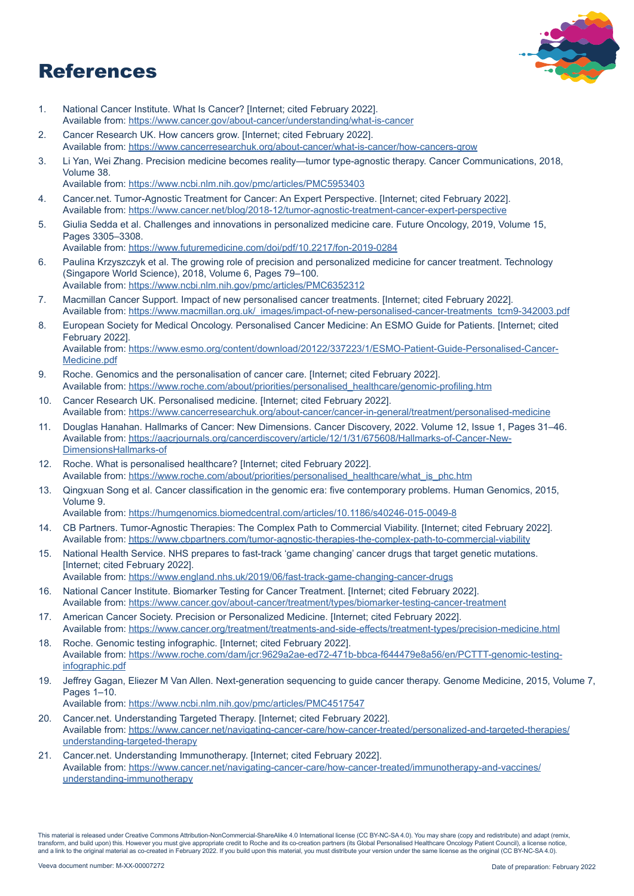# References

1. National Cancer Institute. What Is Cancer? [Internet; cited February 2022].
   Available from: https://www.cancer.gov/about-cancer/understanding/what-is-cancer
2. Cancer Research UK. How cancers grow. [Internet; cited February 2022].
   Available from: https://www.cancerresearchuk.org/about-cancer/what-is-cancer/how-cancers-grow
3. Li Yan, Wei Zhang. Precision medicine becomes reality—tumor type-agnostic therapy. Cancer Communications, 2018, Volume 38.
   Available from: https://www.ncbi.nlm.nih.gov/pmc/articles/PMC5953403
4. Cancer.net. Tumor-Agnostic Treatment for Cancer: An Expert Perspective. [Internet; cited February 2022].
   Available from: https://www.cancer.net/blog/2018-12/tumor-agnostic-treatment-cancer-expert-perspective
5. Giulia Sedda et al. Challenges and innovations in personalized medicine care. Future Oncology, 2019, Volume 15, Pages 3305–3308.
   Available from: https://www.futuremedicine.com/doi/pdf/10.2217/fon-2019-0284
6. Paulina Krzyszczyk et al. The growing role of precision and personalized medicine for cancer treatment. Technology (Singapore World Science), 2018, Volume 6, Pages 79–100.
   Available from: https://www.ncbi.nlm.nih.gov/pmc/articles/PMC6352312
7. Macmillan Cancer Support. Impact of new personalised cancer treatments. [Internet; cited February 2022].
   Available from: https://www.macmillan.org.uk/_images/impact-of-new-personalised-cancer-treatments_tcm9-342003.pdf
8. European Society for Medical Oncology. Personalised Cancer Medicine: An ESMO Guide for Patients. [Internet; cited February 2022].
   Available from: https://www.esmo.org/content/download/20122/337223/1/ESMO-Patient-Guide-Personalised-Cancer-Medicine.pdf
9. Roche. Genomics and the personalisation of cancer care. [Internet; cited February 2022].
   Available from: https://www.roche.com/about/priorities/personalised_healthcare/genomic-profiling.htm
10. Cancer Research UK. Personalised medicine. [Internet; cited February 2022].
    Available from: https://www.cancerresearchuk.org/about-cancer/cancer-in-general/treatment/personalised-medicine
11. Douglas Hanahan. Hallmarks of Cancer: New Dimensions. Cancer Discovery, 2022. Volume 12, Issue 1, Pages 31–46.
    Available from: https://aacrjournals.org/cancerdiscovery/article/12/1/31/675608/Hallmarks-of-Cancer-New-DimensionsHallmarks-of
12. Roche. What is personalised healthcare? [Internet; cited February 2022].
    Available from: https://www.roche.com/about/priorities/personalised_healthcare/what_is_phc.htm
13. Qingxuan Song et al. Cancer classification in the genomic era: five contemporary problems. Human Genomics, 2015, Volume 9.
    Available from: https://humgenomics.biomedcentral.com/articles/10.1186/s40246-015-0049-8
14. CB Partners. Tumor-Agnostic Therapies: The Complex Path to Commercial Viability. [Internet; cited February 2022].
    Available from: https://www.cbpartners.com/tumor-agnostic-therapies-the-complex-path-to-commercial-viability
15. National Health Service. NHS prepares to fast-track 'game changing' cancer drugs that target genetic mutations. [Internet; cited February 2022].
    Available from: https://www.england.nhs.uk/2019/06/fast-track-game-changing-cancer-drugs
16. National Cancer Institute. Biomarker Testing for Cancer Treatment. [Internet; cited February 2022].
    Available from: https://www.cancer.gov/about-cancer/treatment/types/biomarker-testing-cancer-treatment
17. American Cancer Society. Precision or Personalized Medicine. [Internet; cited February 2022].
    Available from: https://www.cancer.org/treatment/treatments-and-side-effects/treatment-types/precision-medicine.html
18. Roche. Genomic testing infographic. [Internet; cited February 2022].
    Available from: https://www.roche.com/dam/jcr:9629a2ae-ed72-471b-bbca-f644479e8a56/en/PCTTT-genomic-testing-infographic.pdf
19. Jeffrey Gagan, Eliezer M Van Allen. Next-generation sequencing to guide cancer therapy. Genome Medicine, 2015, Volume 7, Pages 1–10.
    Available from: https://www.ncbi.nlm.nih.gov/pmc/articles/PMC4517547
20. Cancer.net. Understanding Targeted Therapy. [Internet; cited February 2022].
    Available from: https://www.cancer.net/navigating-cancer-care/how-cancer-treated/personalized-and-targeted-therapies/understanding-targeted-therapy
21. Cancer.net. Understanding Immunotherapy. [Internet; cited February 2022].
    Available from: https://www.cancer.net/navigating-cancer-care/how-cancer-treated/immunotherapy-and-vaccines/understanding-immunotherapy

This material is released under Creative Commons Attribution-NonCommercial-ShareAlike 4.0 International license (CC BY-NC-SA 4.0). You may share (copy and redistribute) and adapt (remix, transform, and build upon) this. However you must give appropriate credit to Roche and its co-creation partners (its Global Personalised Healthcare Oncology Patient Council), a license notice, and a link to the original material as co-created in February 2022. If you build upon this material, you must distribute your version under the same license as the original (CC BY-NC-SA 4.0).

Veeva document number: M-XX-00007272

Date of preparation: February 2022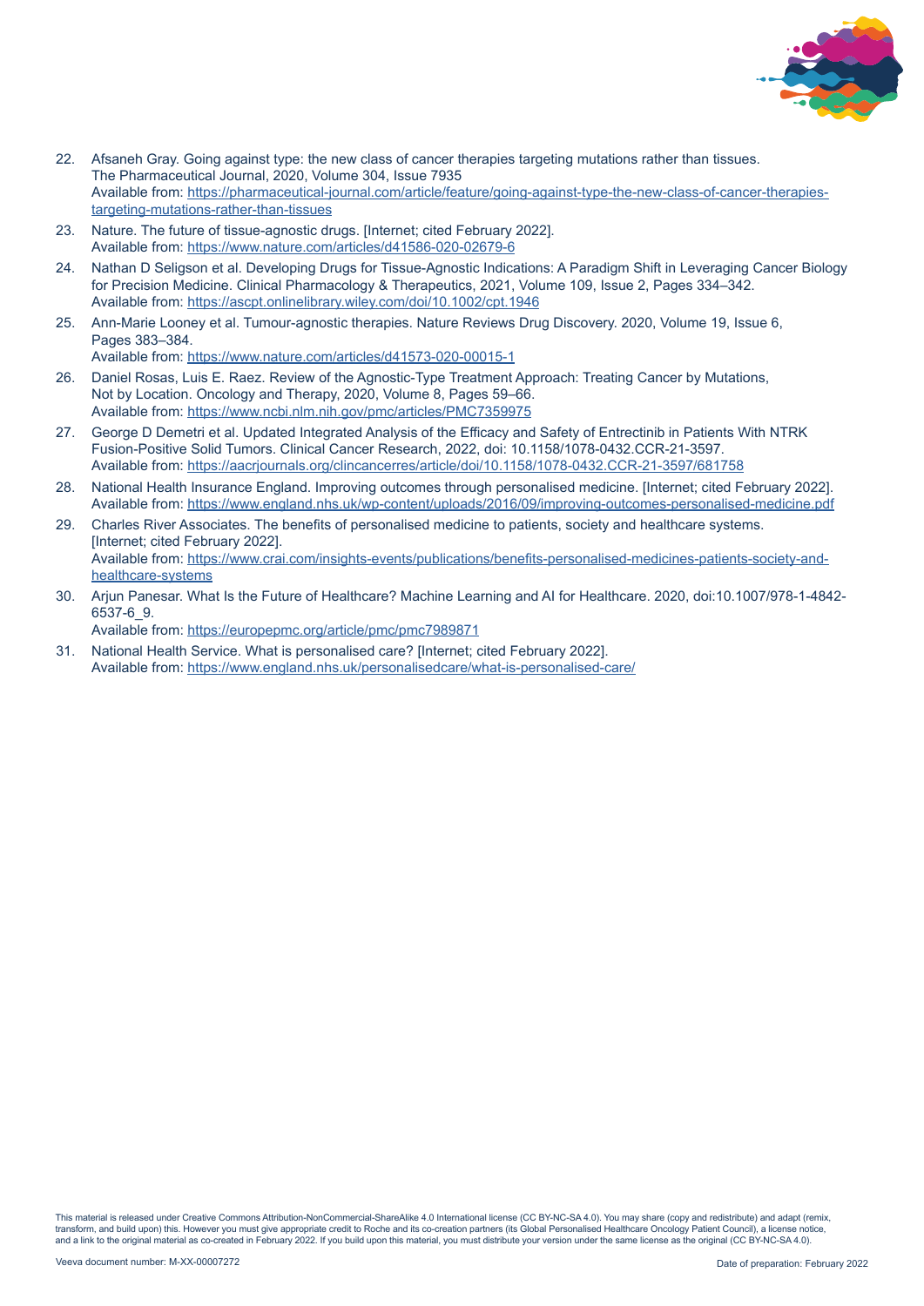22. Afsaneh Gray. Going against type: the new class of cancer therapies targeting mutations rather than tissues. The Pharmaceutical Journal, 2020, Volume 304, Issue 7935
    Available from: https://pharmaceutical-journal.com/article/feature/going-against-type-the-new-class-of-cancer-therapies-targeting-mutations-rather-than-tissues
23. Nature. The future of tissue-agnostic drugs. [Internet; cited February 2022].
    Available from: https://www.nature.com/articles/d41586-020-02679-6
24. Nathan D Seligson et al. Developing Drugs for Tissue-Agnostic Indications: A Paradigm Shift in Leveraging Cancer Biology for Precision Medicine. Clinical Pharmacology & Therapeutics, 2021, Volume 109, Issue 2, Pages 334–342.
    Available from: https://ascpt.onlinelibrary.wiley.com/doi/10.1002/cpt.1946
25. Ann-Marie Looney et al. Tumour-agnostic therapies. Nature Reviews Drug Discovery. 2020, Volume 19, Issue 6, Pages 383–384.
    Available from: https://www.nature.com/articles/d41573-020-00015-1
26. Daniel Rosas, Luis E. Raez. Review of the Agnostic-Type Treatment Approach: Treating Cancer by Mutations, Not by Location. Oncology and Therapy, 2020, Volume 8, Pages 59–66.
    Available from: https://www.ncbi.nlm.nih.gov/pmc/articles/PMC7359975
27. George D Demetri et al. Updated Integrated Analysis of the Efficacy and Safety of Entrectinib in Patients With NTRK Fusion-Positive Solid Tumors. Clinical Cancer Research, 2022, doi: 10.1158/1078-0432.CCR-21-3597.
    Available from: https://aacrjournals.org/clincancerres/article/doi/10.1158/1078-0432.CCR-21-3597/681758
28. National Health Insurance England. Improving outcomes through personalised medicine. [Internet; cited February 2022].
    Available from: https://www.england.nhs.uk/wp-content/uploads/2016/09/improving-outcomes-personalised-medicine.pdf
29. Charles River Associates. The benefits of personalised medicine to patients, society and healthcare systems. [Internet; cited February 2022].
    Available from: https://www.crai.com/insights-events/publications/benefits-personalised-medicines-patients-society-and-healthcare-systems
30. Arjun Panesar. What Is the Future of Healthcare? Machine Learning and AI for Healthcare. 2020, doi:10.1007/978-1-4842-6537-6_9.
    Available from: https://europepmc.org/article/pmc/pmc7989871
31. National Health Service. What is personalised care? [Internet; cited February 2022].
    Available from: https://www.england.nhs.uk/personalisedcare/what-is-personalised-care/

This material is released under Creative Commons Attribution-NonCommercial-ShareAlike 4.0 International license (CC BY-NC-SA 4.0). You may share (copy and redistribute) and adapt (remix, transform, and build upon) this. However you must give appropriate credit to Roche and its co-creation partners (its Global Personalised Healthcare Oncology Patient Council), a license notice, and a link to the original material as co-created in February 2022. If you build upon this material, you must distribute your version under the same license as the original (CC BY-NC-SA 4.0).

Veeva document number: M-XX-00007272

Date of preparation: February 2022